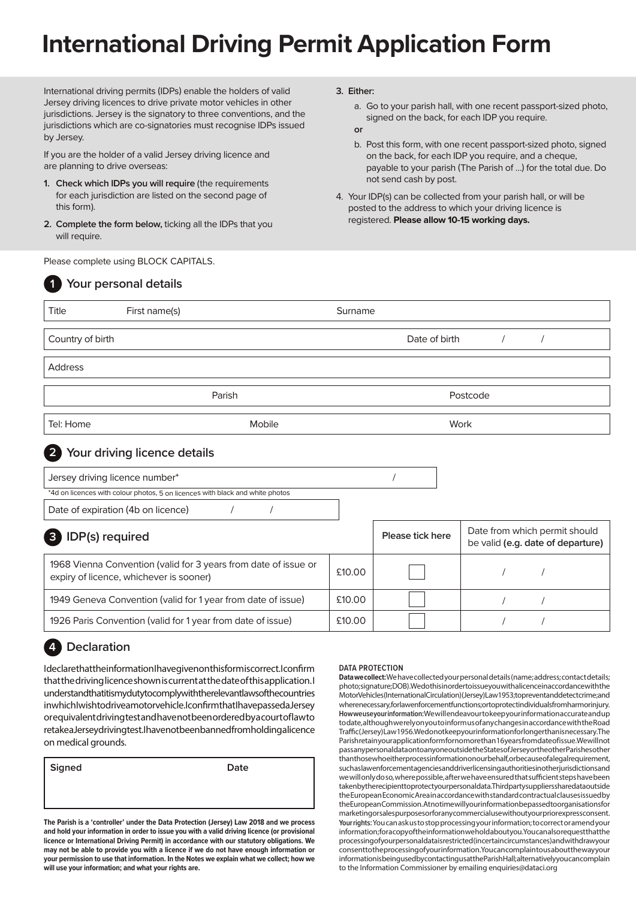# International Driving Permit Application Form

International driving permits (IDPs) enable the holders of valid Jersey driving licences to drive private motor vehicles in other jurisdictions. Jersey is the signatory to three conventions, and the jurisdictions which are co-signatories must recognise IDPs issued by Jersey.

If you are the holder of a valid Jersey driving licence and are planning to drive overseas:

1. **Check which IDPs you will require** (the requirements for each jurisdiction are listed on the second page of this form).
2. **Complete the form below,** ticking all the IDPs that you will require.
3. **Either:**
   a. Go to your parish hall, with one recent passport-sized photo, signed on the back, for each IDP you require.

   **or**

   b. Post this form, with one recent passport-sized photo, signed on the back, for each IDP you require, and a cheque, payable to your parish (The Parish of ...) for the total due. Do not send cash by post.
4. Your IDP(s) can be collected from your parish hall, or will be posted to the address to which your driving licence is registered. **Please allow 10-15 working days.**

Please complete using BLOCK CAPITALS.

## 1 Your personal details

| Title | First name(s) | Surname |
|---|---|---|
| Country of birth | | Date of birth / / |
| Address | | |
| | Parish | Postcode |
| Tel: Home | Mobile | Work |

## 2 Your driving licence details

| Jersey driving licence number* | / |
|---|---|

*4d on licences with colour photos, 5 on licences with black and white photos

| Date of expiration (4b on licence) / / |
|---|

## 3 IDP(s) required

| IDP(s) required | | Please tick here | Date from which permit should be valid (e.g. date of departure) |
|---|---|---|---|
| 1968 Vienna Convention (valid for 3 years from date of issue or expiry of licence, whichever is sooner) | £10.00 | ☐ | / / |
| 1949 Geneva Convention (valid for 1 year from date of issue) | £10.00 | ☐ | / / |
| 1926 Paris Convention (valid for 1 year from date of issue) | £10.00 | ☐ | / / |

## 4 Declaration

I declare that the information I have given on this form is correct. I confirm that the driving licence shown is current at the date of this application. I understand that it is my duty to comply with the relevant laws of the countries in which I wish to drive a motor vehicle. I confirm that I have passed a Jersey or equivalent driving test and have not been ordered by a court of law to retake a Jersey driving test. I have not been banned from holding a licence on medical grounds.

| Signed | Date |
|---|---|
| | |

**The Parish is a 'controller' under the Data Protection (Jersey) Law 2018 and we process and hold your information in order to issue you with a valid driving licence (or provisional licence or International Driving Permit) in accordance with our statutory obligations. We may not be able to provide you with a licence if we do not have enough information or your permission to use that information. In the Notes we explain what we collect; how we will use your information; and what your rights are.**

**DATA PROTECTION**

**Data we collect:** We have collected your personal details (name; address; contact details; photo; signature; DOB). We do this in order to issue you with a licence in accordance with the Motor Vehicles (International Circulation) (Jersey) Law 1953; to prevent and detect crime; and where necessary, for law enforcement functions; or to protect individuals from harm or injury. **How we use your information:** We will endeavour to keep your information accurate and up to date, although we rely on you to inform us of any changes in accordance with the Road Traffic (Jersey) Law 1956. We do not keep your information for longer than is necessary. The Parish retain your application form for no more than 16 years from date of issue. We will not pass any personal data on to anyone outside the States of Jersey or the other Parishes other than those who either process information on our behalf, or because of a legal requirement, such as law enforcement agencies and driver licensing authorities in other jurisdictions and we will only do so, where possible, after we have ensured that sufficient steps have been taken by the recipient to protect your personal data. Third party suppliers share data outside the European Economic Area in accordance with standard contractual clauses issued by the European Commission. At no time will your information be passed to organisations for marketing or sales purposes or for any commercial use without your prior express consent. **Your rights:** You can ask us to stop processing your information; to correct or amend your information; for a copy of the information we hold about you. You can also request that the processing of your personal data is restricted (in certain circumstances) and withdraw your consent to the processing of your information. You can complain to us about the way your information is being used by contacting us at the Parish Hall; alternatively you can complain to the Information Commissioner by emailing enquiries@dataci.org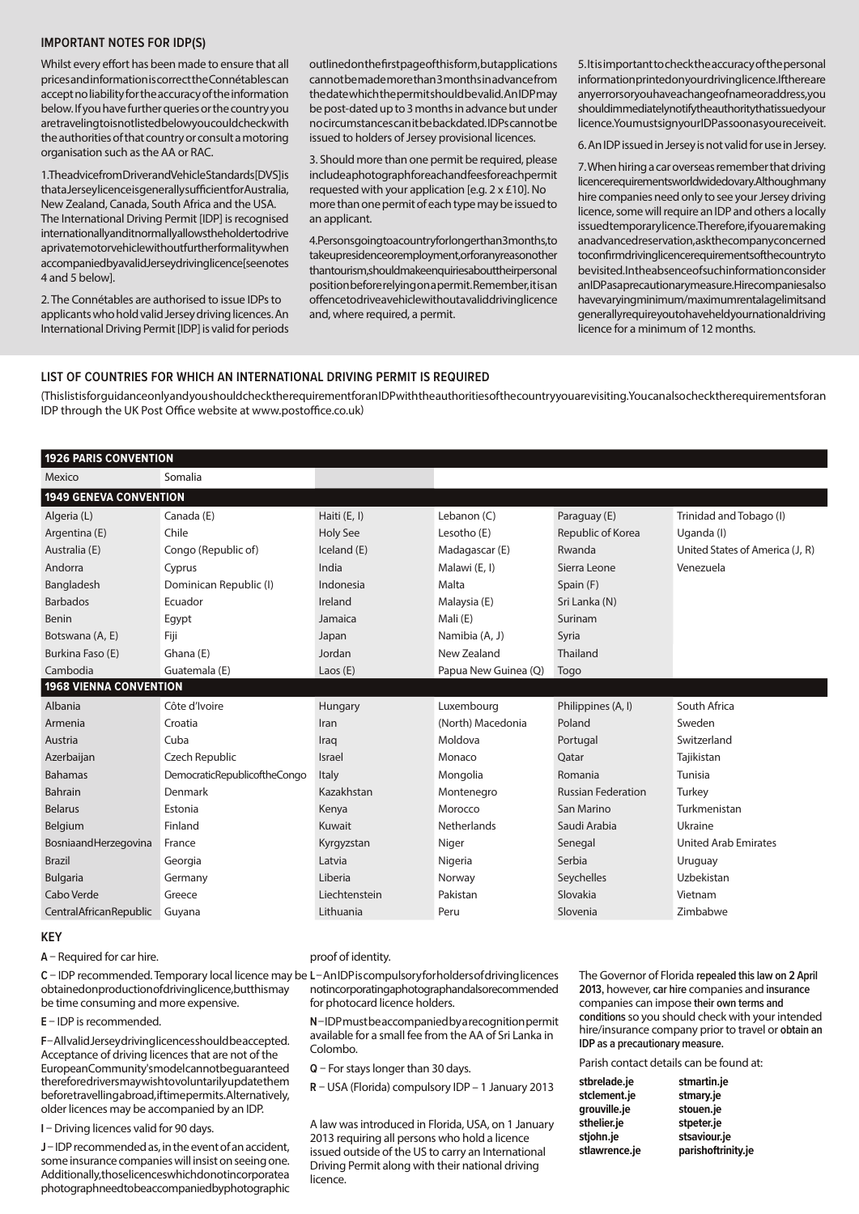## IMPORTANT NOTES FOR IDP(S)

Whilst every effort has been made to ensure that all prices and information is correct the Connétables can accept no liability for the accuracy of the information below. If you have further queries or the country you are traveling to is not listed below you could check with the authorities of that country or consult a motoring organisation such as the AA or RAC.

1. The advice from Driver and Vehicle Standards [DVS] is that a Jersey licence is generally sufficient for Australia, New Zealand, Canada, South Africa and the USA. The International Driving Permit [IDP] is recognised internationally and it normally allows the holder to drive a private motor vehicle without further formality when accompanied by a valid Jersey driving licence [see notes 4 and 5 below].

2. The Connétables are authorised to issue IDPs to applicants who hold valid Jersey driving licences. An International Driving Permit [IDP] is valid for periods outlined on the first page of this form, but applications cannot be made more than 3 months in advance from the date which the permit should be valid. An IDP may be post-dated up to 3 months in advance but under no circumstances can it be backdated. IDPs cannot be issued to holders of Jersey provisional licences.

3. Should more than one permit be required, please include a photograph for each and fees for each permit requested with your application [e.g. 2 x £10]. No more than one permit of each type may be issued to an applicant.

4. Persons going to a country for longer than 3 months, to take up residence or employment, or for any reason other than tourism, should make enquiries about their personal position before relying on a permit. Remember, it is an offence to drive a vehicle without a valid driving licence and, where required, a permit.

5. It is important to check the accuracy of the personal information printed on your driving licence. If there are any errors or you have a change of name or address, you should immediately notify the authority that issued your licence. You must sign your IDP as soon as you receive it.

6. An IDP issued in Jersey is not valid for use in Jersey.

7. When hiring a car overseas remember that driving licence requirements worldwide do vary. Although many hire companies need only to see your Jersey driving licence, some will require an IDP and others a locally issued temporary licence. Therefore, if you are making an advanced reservation, ask the company concerned to confirm driving licence requirements of the country to be visited. In the absence of such information consider an IDP as a precautionary measure. Hire companies also have varying minimum/maximum rental age limits and generally require you to have held your national driving licence for a minimum of 12 months.

## LIST OF COUNTRIES FOR WHICH AN INTERNATIONAL DRIVING PERMIT IS REQUIRED

(This list is for guidance only and you should check the requirement for an IDP with the authorities of the country you are visiting. You can also check the requirements for an IDP through the UK Post Office website at www.postoffice.co.uk)

| | | | | | |
|---|---|---|---|---|---|
| **1926 PARIS CONVENTION** | | | | | |
| Mexico | Somalia | | | | |
| **1949 GENEVA CONVENTION** | | | | | |
| Algeria (L) | Canada (E) | Haiti (E, I) | Lebanon (C) | Paraguay (E) | Trinidad and Tobago (I) |
| Argentina (E) | Chile | Holy See | Lesotho (E) | Republic of Korea | Uganda (I) |
| Australia (E) | Congo (Republic of) | Iceland (E) | Madagascar (E) | Rwanda | United States of America (J, R) |
| Andorra | Cyprus | India | Malawi (E, I) | Sierra Leone | Venezuela |
| Bangladesh | Dominican Republic (I) | Indonesia | Malta | Spain (F) | |
| Barbados | Ecuador | Ireland | Malaysia (E) | Sri Lanka (N) | |
| Benin | Egypt | Jamaica | Mali (E) | Surinam | |
| Botswana (A, E) | Fiji | Japan | Namibia (A, J) | Syria | |
| Burkina Faso (E) | Ghana (E) | Jordan | New Zealand | Thailand | |
| Cambodia | Guatemala (E) | Laos (E) | Papua New Guinea (Q) | Togo | |
| **1968 VIENNA CONVENTION** | | | | | |
| Albania | Côte d'Ivoire | Hungary | Luxembourg | Philippines (A, I) | South Africa |
| Armenia | Croatia | Iran | (North) Macedonia | Poland | Sweden |
| Austria | Cuba | Iraq | Moldova | Portugal | Switzerland |
| Azerbaijan | Czech Republic | Israel | Monaco | Qatar | Tajikistan |
| Bahamas | Democratic Republic of the Congo | Italy | Mongolia | Romania | Tunisia |
| Bahrain | Denmark | Kazakhstan | Montenegro | Russian Federation | Turkey |
| Belarus | Estonia | Kenya | Morocco | San Marino | Turkmenistan |
| Belgium | Finland | Kuwait | Netherlands | Saudi Arabia | Ukraine |
| Bosnia and Herzegovina | France | Kyrgyzstan | Niger | Senegal | United Arab Emirates |
| Brazil | Georgia | Latvia | Nigeria | Serbia | Uruguay |
| Bulgaria | Germany | Liberia | Norway | Seychelles | Uzbekistan |
| Cabo Verde | Greece | Liechtenstein | Pakistan | Slovakia | Vietnam |
| Central African Republic | Guyana | Lithuania | Peru | Slovenia | Zimbabwe |

### KEY

**A** – Required for car hire.

**C** – IDP recommended. Temporary local licence may be obtained on production of driving licence, but this may be time consuming and more expensive.

**E** – IDP is recommended.

**F** – All valid Jersey driving licences should be accepted. Acceptance of driving licences that are not of the European Community's model cannot be guaranteed therefore drivers may wish to voluntarily update them before travelling abroad, if time permits. Alternatively, older licences may be accompanied by an IDP.

**I** – Driving licences valid for 90 days.

**J** – IDP recommended as, in the event of an accident, some insurance companies will insist on seeing one. Additionally, those licences which do not incorporate a photograph need to be accompanied by photographic proof of identity.

**L** – An IDP is compulsory for holders of driving licences not incorporating a photograph and also recommended for photocard licence holders.

**N** – IDP must be accompanied by a recognition permit available for a small fee from the AA of Sri Lanka in Colombo.

**Q** – For stays longer than 30 days.

**R** – USA (Florida) compulsory IDP – 1 January 2013

A law was introduced in Florida, USA, on 1 January 2013 requiring all persons who hold a licence issued outside of the US to carry an International Driving Permit along with their national driving licence.

The Governor of Florida repealed this law on 2 April 2013, however, car hire companies and insurance companies can impose their own terms and conditions so you should check with your intended hire/insurance company prior to travel or obtain an IDP as a precautionary measure.

Parish contact details can be found at:

| | |
|---|---|
| **stbrelade.je** | **stmartin.je** |
| **stclement.je** | **stmary.je** |
| **grouville.je** | **stouen.je** |
| **sthelier.je** | **stpeter.je** |
| **stjohn.je** | **stsaviour.je** |
| **stlawrence.je** | **parishoftrinity.je** |